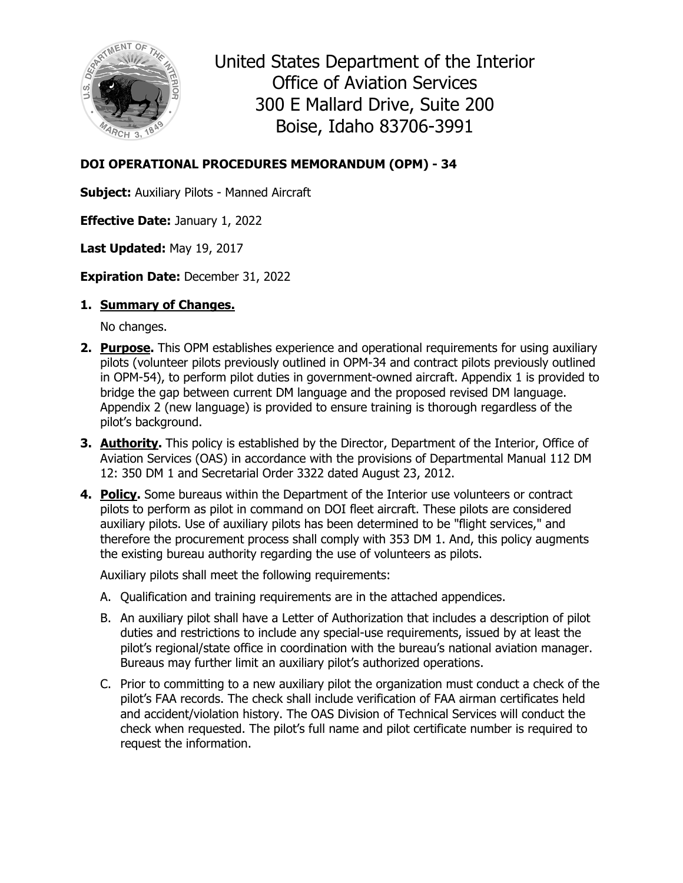United States Department of the Interior
Office of Aviation Services
300 E Mallard Drive, Suite 200
Boise, Idaho 83706-3991

**DOI OPERATIONAL PROCEDURES MEMORANDUM (OPM) - 34**

**Subject:** Auxiliary Pilots - Manned Aircraft

**Effective Date:** January 1, 2022

**Last Updated:** May 19, 2017

**Expiration Date:** December 31, 2022

1. **Summary of Changes.**

   No changes.

2. **Purpose.** This OPM establishes experience and operational requirements for using auxiliary pilots (volunteer pilots previously outlined in OPM-34 and contract pilots previously outlined in OPM-54), to perform pilot duties in government-owned aircraft. Appendix 1 is provided to bridge the gap between current DM language and the proposed revised DM language. Appendix 2 (new language) is provided to ensure training is thorough regardless of the pilot's background.

3. **Authority.** This policy is established by the Director, Department of the Interior, Office of Aviation Services (OAS) in accordance with the provisions of Departmental Manual 112 DM 12: 350 DM 1 and Secretarial Order 3322 dated August 23, 2012.

4. **Policy.** Some bureaus within the Department of the Interior use volunteers or contract pilots to perform as pilot in command on DOI fleet aircraft. These pilots are considered auxiliary pilots. Use of auxiliary pilots has been determined to be "flight services," and therefore the procurement process shall comply with 353 DM 1. And, this policy augments the existing bureau authority regarding the use of volunteers as pilots.

   Auxiliary pilots shall meet the following requirements:

   A. Qualification and training requirements are in the attached appendices.

   B. An auxiliary pilot shall have a Letter of Authorization that includes a description of pilot duties and restrictions to include any special-use requirements, issued by at least the pilot's regional/state office in coordination with the bureau's national aviation manager. Bureaus may further limit an auxiliary pilot's authorized operations.

   C. Prior to committing to a new auxiliary pilot the organization must conduct a check of the pilot's FAA records. The check shall include verification of FAA airman certificates held and accident/violation history. The OAS Division of Technical Services will conduct the check when requested. The pilot's full name and pilot certificate number is required to request the information.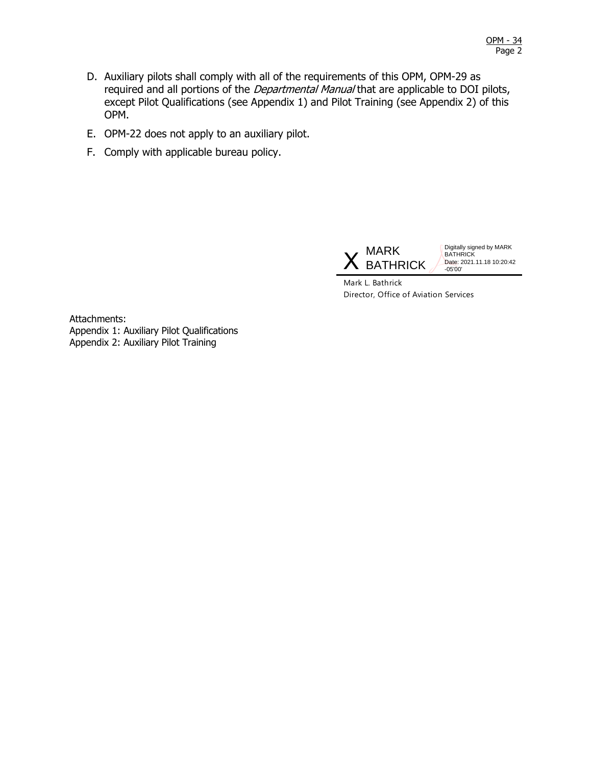D. Auxiliary pilots shall comply with all of the requirements of this OPM, OPM-29 as required and all portions of the *Departmental Manual* that are applicable to DOI pilots, except Pilot Qualifications (see Appendix 1) and Pilot Training (see Appendix 2) of this OPM.

E. OPM-22 does not apply to an auxiliary pilot.

F. Comply with applicable bureau policy.

X MARK BATHRICK

Digitally signed by MARK BATHRICK
Date: 2021.11.18 10:20:42 -05'00'

Mark L. Bathrick
Director, Office of Aviation Services

Attachments:
Appendix 1: Auxiliary Pilot Qualifications
Appendix 2: Auxiliary Pilot Training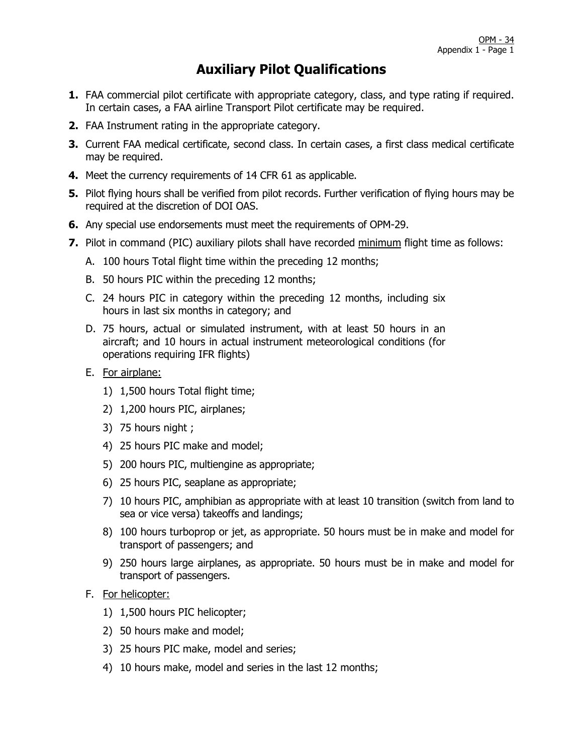# Auxiliary Pilot Qualifications

1. FAA commercial pilot certificate with appropriate category, class, and type rating if required. In certain cases, a FAA airline Transport Pilot certificate may be required.
2. FAA Instrument rating in the appropriate category.
3. Current FAA medical certificate, second class. In certain cases, a first class medical certificate may be required.
4. Meet the currency requirements of 14 CFR 61 as applicable.
5. Pilot flying hours shall be verified from pilot records. Further verification of flying hours may be required at the discretion of DOI OAS.
6. Any special use endorsements must meet the requirements of OPM-29.
7. Pilot in command (PIC) auxiliary pilots shall have recorded minimum flight time as follows:
   - A. 100 hours Total flight time within the preceding 12 months;
   - B. 50 hours PIC within the preceding 12 months;
   - C. 24 hours PIC in category within the preceding 12 months, including six hours in last six months in category; and
   - D. 75 hours, actual or simulated instrument, with at least 50 hours in an aircraft; and 10 hours in actual instrument meteorological conditions (for operations requiring IFR flights)
   - E. For airplane:
     1) 1,500 hours Total flight time;
     2) 1,200 hours PIC, airplanes;
     3) 75 hours night ;
     4) 25 hours PIC make and model;
     5) 200 hours PIC, multiengine as appropriate;
     6) 25 hours PIC, seaplane as appropriate;
     7) 10 hours PIC, amphibian as appropriate with at least 10 transition (switch from land to sea or vice versa) takeoffs and landings;
     8) 100 hours turboprop or jet, as appropriate. 50 hours must be in make and model for transport of passengers; and
     9) 250 hours large airplanes, as appropriate. 50 hours must be in make and model for transport of passengers.
   - F. For helicopter:
     1) 1,500 hours PIC helicopter;
     2) 50 hours make and model;
     3) 25 hours PIC make, model and series;
     4) 10 hours make, model and series in the last 12 months;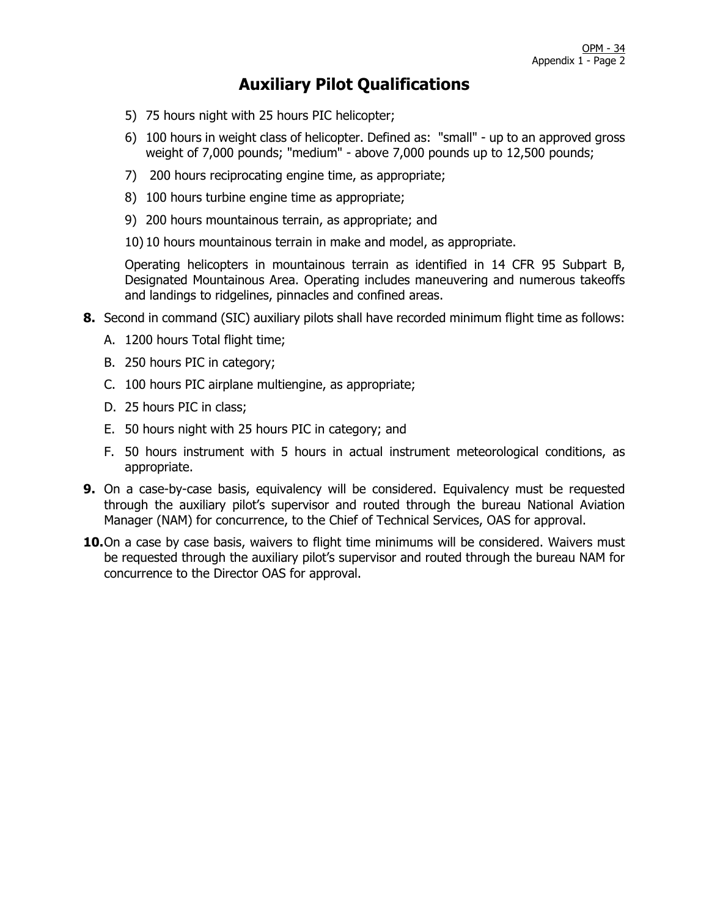# Auxiliary Pilot Qualifications

5) 75 hours night with 25 hours PIC helicopter;

6) 100 hours in weight class of helicopter. Defined as: "small" - up to an approved gross weight of 7,000 pounds; "medium" - above 7,000 pounds up to 12,500 pounds;

7) 200 hours reciprocating engine time, as appropriate;

8) 100 hours turbine engine time as appropriate;

9) 200 hours mountainous terrain, as appropriate; and

10) 10 hours mountainous terrain in make and model, as appropriate.

Operating helicopters in mountainous terrain as identified in 14 CFR 95 Subpart B, Designated Mountainous Area. Operating includes maneuvering and numerous takeoffs and landings to ridgelines, pinnacles and confined areas.

**8.** Second in command (SIC) auxiliary pilots shall have recorded minimum flight time as follows:

A. 1200 hours Total flight time;

B. 250 hours PIC in category;

C. 100 hours PIC airplane multiengine, as appropriate;

D. 25 hours PIC in class;

E. 50 hours night with 25 hours PIC in category; and

F. 50 hours instrument with 5 hours in actual instrument meteorological conditions, as appropriate.

**9.** On a case-by-case basis, equivalency will be considered. Equivalency must be requested through the auxiliary pilot's supervisor and routed through the bureau National Aviation Manager (NAM) for concurrence, to the Chief of Technical Services, OAS for approval.

**10.** On a case by case basis, waivers to flight time minimums will be considered. Waivers must be requested through the auxiliary pilot's supervisor and routed through the bureau NAM for concurrence to the Director OAS for approval.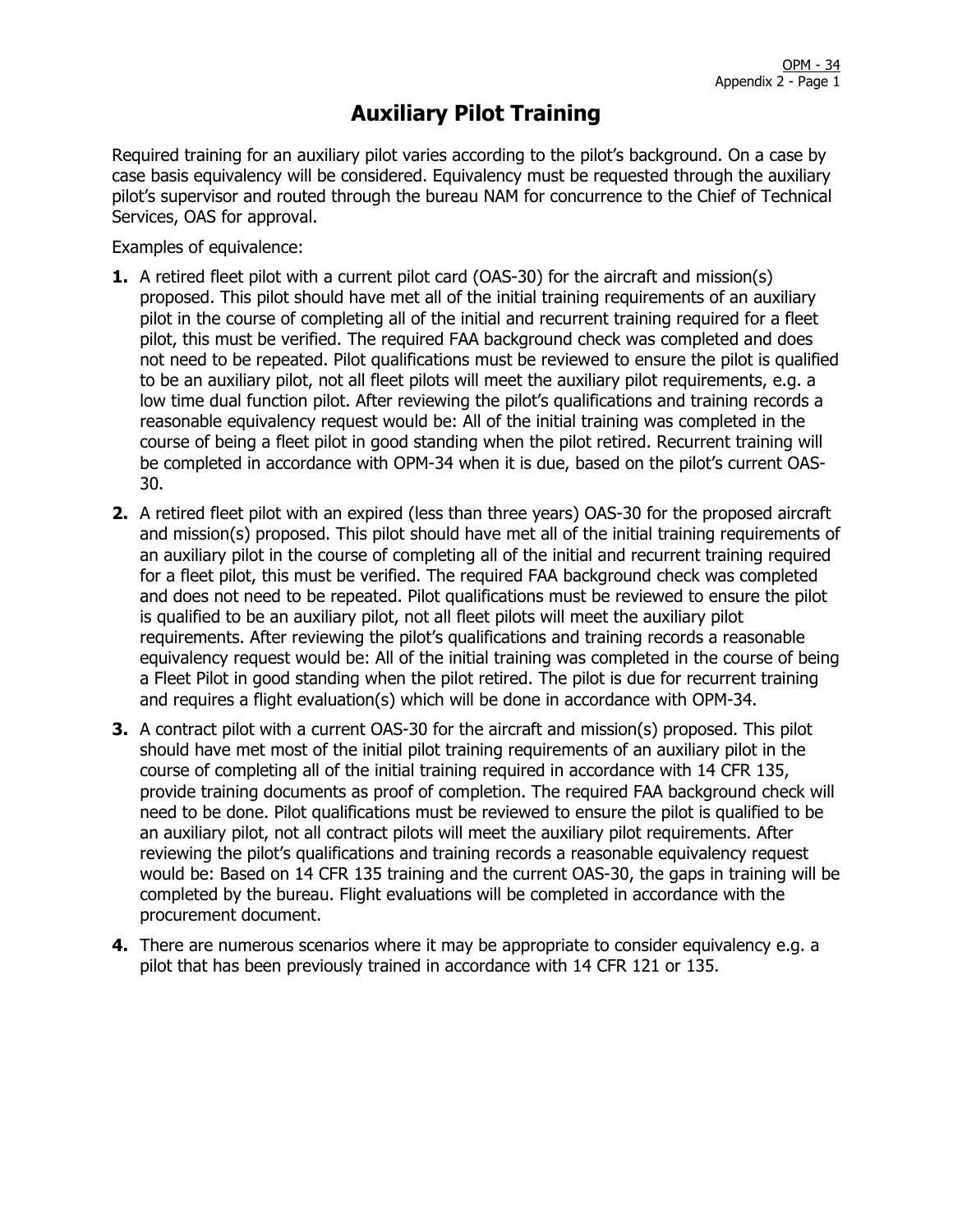# Auxiliary Pilot Training

Required training for an auxiliary pilot varies according to the pilot's background. On a case by case basis equivalency will be considered. Equivalency must be requested through the auxiliary pilot's supervisor and routed through the bureau NAM for concurrence to the Chief of Technical Services, OAS for approval.

Examples of equivalence:

1. A retired fleet pilot with a current pilot card (OAS-30) for the aircraft and mission(s) proposed. This pilot should have met all of the initial training requirements of an auxiliary pilot in the course of completing all of the initial and recurrent training required for a fleet pilot, this must be verified. The required FAA background check was completed and does not need to be repeated. Pilot qualifications must be reviewed to ensure the pilot is qualified to be an auxiliary pilot, not all fleet pilots will meet the auxiliary pilot requirements, e.g. a low time dual function pilot. After reviewing the pilot's qualifications and training records a reasonable equivalency request would be: All of the initial training was completed in the course of being a fleet pilot in good standing when the pilot retired. Recurrent training will be completed in accordance with OPM-34 when it is due, based on the pilot's current OAS-30.
2. A retired fleet pilot with an expired (less than three years) OAS-30 for the proposed aircraft and mission(s) proposed. This pilot should have met all of the initial training requirements of an auxiliary pilot in the course of completing all of the initial and recurrent training required for a fleet pilot, this must be verified. The required FAA background check was completed and does not need to be repeated. Pilot qualifications must be reviewed to ensure the pilot is qualified to be an auxiliary pilot, not all fleet pilots will meet the auxiliary pilot requirements. After reviewing the pilot's qualifications and training records a reasonable equivalency request would be: All of the initial training was completed in the course of being a Fleet Pilot in good standing when the pilot retired. The pilot is due for recurrent training and requires a flight evaluation(s) which will be done in accordance with OPM-34.
3. A contract pilot with a current OAS-30 for the aircraft and mission(s) proposed. This pilot should have met most of the initial pilot training requirements of an auxiliary pilot in the course of completing all of the initial training required in accordance with 14 CFR 135, provide training documents as proof of completion. The required FAA background check will need to be done. Pilot qualifications must be reviewed to ensure the pilot is qualified to be an auxiliary pilot, not all contract pilots will meet the auxiliary pilot requirements. After reviewing the pilot's qualifications and training records a reasonable equivalency request would be: Based on 14 CFR 135 training and the current OAS-30, the gaps in training will be completed by the bureau. Flight evaluations will be completed in accordance with the procurement document.
4. There are numerous scenarios where it may be appropriate to consider equivalency e.g. a pilot that has been previously trained in accordance with 14 CFR 121 or 135.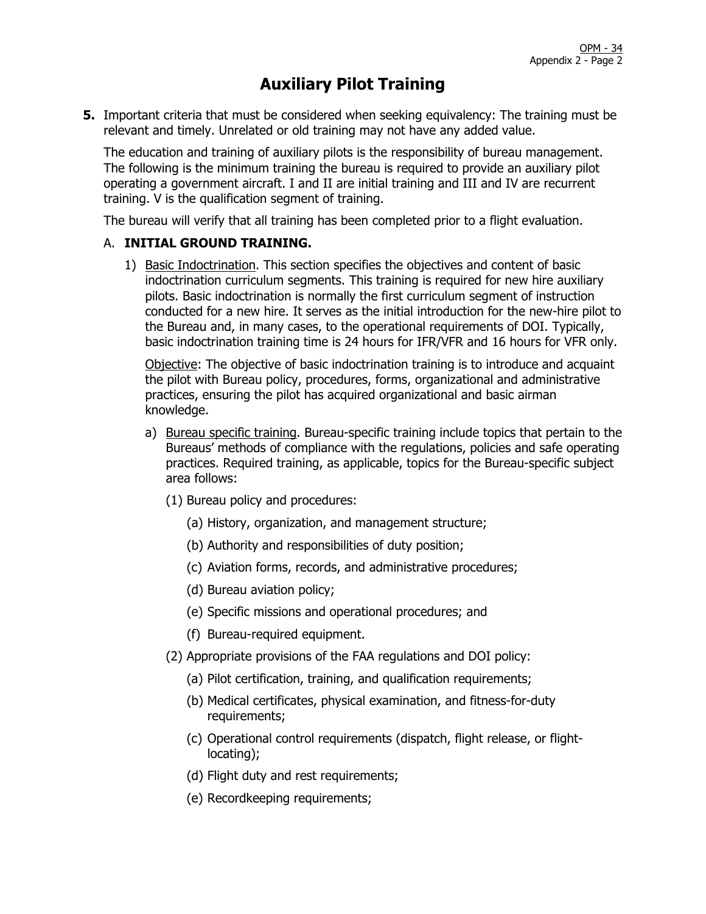# Auxiliary Pilot Training

**5.** Important criteria that must be considered when seeking equivalency: The training must be relevant and timely. Unrelated or old training may not have any added value.

The education and training of auxiliary pilots is the responsibility of bureau management. The following is the minimum training the bureau is required to provide an auxiliary pilot operating a government aircraft. I and II are initial training and III and IV are recurrent training. V is the qualification segment of training.

The bureau will verify that all training has been completed prior to a flight evaluation.

## A. INITIAL GROUND TRAINING.

1) Basic Indoctrination. This section specifies the objectives and content of basic indoctrination curriculum segments. This training is required for new hire auxiliary pilots. Basic indoctrination is normally the first curriculum segment of instruction conducted for a new hire. It serves as the initial introduction for the new-hire pilot to the Bureau and, in many cases, to the operational requirements of DOI. Typically, basic indoctrination training time is 24 hours for IFR/VFR and 16 hours for VFR only.

   Objective: The objective of basic indoctrination training is to introduce and acquaint the pilot with Bureau policy, procedures, forms, organizational and administrative practices, ensuring the pilot has acquired organizational and basic airman knowledge.

   a) Bureau specific training. Bureau-specific training include topics that pertain to the Bureaus' methods of compliance with the regulations, policies and safe operating practices. Required training, as applicable, topics for the Bureau-specific subject area follows:

      (1) Bureau policy and procedures:

         (a) History, organization, and management structure;

         (b) Authority and responsibilities of duty position;

         (c) Aviation forms, records, and administrative procedures;

         (d) Bureau aviation policy;

         (e) Specific missions and operational procedures; and

         (f) Bureau-required equipment.

      (2) Appropriate provisions of the FAA regulations and DOI policy:

         (a) Pilot certification, training, and qualification requirements;

         (b) Medical certificates, physical examination, and fitness-for-duty requirements;

         (c) Operational control requirements (dispatch, flight release, or flight-locating);

         (d) Flight duty and rest requirements;

         (e) Recordkeeping requirements;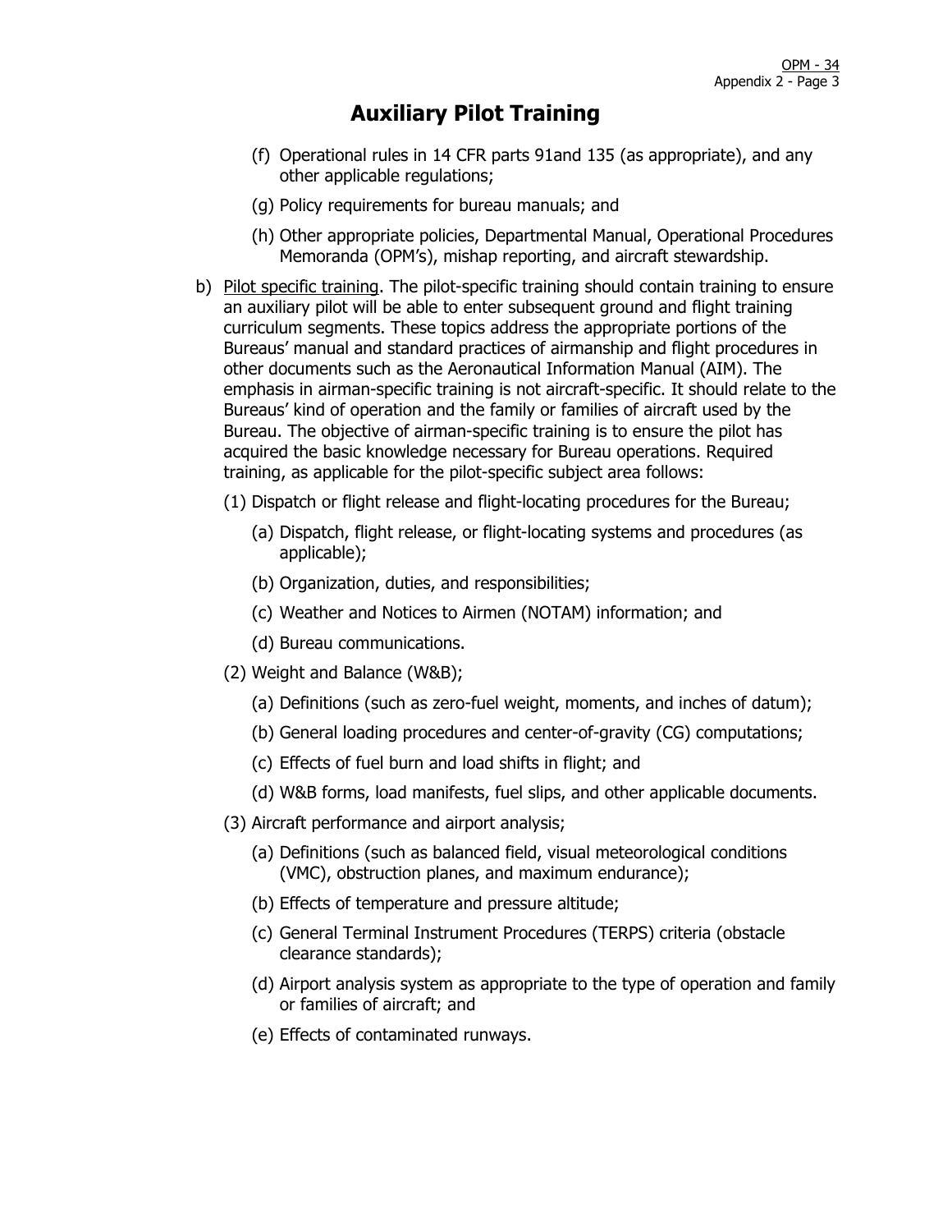# Auxiliary Pilot Training

(f) Operational rules in 14 CFR parts 91and 135 (as appropriate), and any other applicable regulations;

(g) Policy requirements for bureau manuals; and

(h) Other appropriate policies, Departmental Manual, Operational Procedures Memoranda (OPM's), mishap reporting, and aircraft stewardship.

b) Pilot specific training. The pilot-specific training should contain training to ensure an auxiliary pilot will be able to enter subsequent ground and flight training curriculum segments. These topics address the appropriate portions of the Bureaus' manual and standard practices of airmanship and flight procedures in other documents such as the Aeronautical Information Manual (AIM). The emphasis in airman-specific training is not aircraft-specific. It should relate to the Bureaus' kind of operation and the family or families of aircraft used by the Bureau. The objective of airman-specific training is to ensure the pilot has acquired the basic knowledge necessary for Bureau operations. Required training, as applicable for the pilot-specific subject area follows:

(1) Dispatch or flight release and flight-locating procedures for the Bureau;

(a) Dispatch, flight release, or flight-locating systems and procedures (as applicable);

(b) Organization, duties, and responsibilities;

(c) Weather and Notices to Airmen (NOTAM) information; and

(d) Bureau communications.

(2) Weight and Balance (W&B);

(a) Definitions (such as zero-fuel weight, moments, and inches of datum);

(b) General loading procedures and center-of-gravity (CG) computations;

(c) Effects of fuel burn and load shifts in flight; and

(d) W&B forms, load manifests, fuel slips, and other applicable documents.

(3) Aircraft performance and airport analysis;

(a) Definitions (such as balanced field, visual meteorological conditions (VMC), obstruction planes, and maximum endurance);

(b) Effects of temperature and pressure altitude;

(c) General Terminal Instrument Procedures (TERPS) criteria (obstacle clearance standards);

(d) Airport analysis system as appropriate to the type of operation and family or families of aircraft; and

(e) Effects of contaminated runways.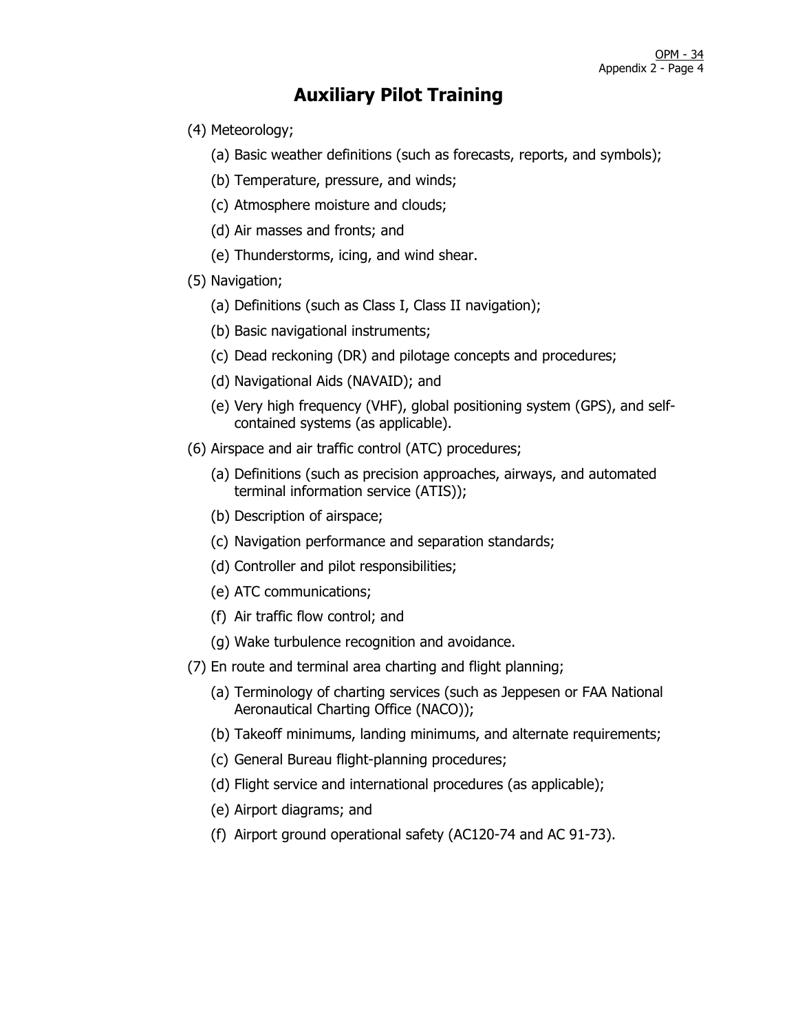# Auxiliary Pilot Training

(4) Meteorology;

  (a) Basic weather definitions (such as forecasts, reports, and symbols);

  (b) Temperature, pressure, and winds;

  (c) Atmosphere moisture and clouds;

  (d) Air masses and fronts; and

  (e) Thunderstorms, icing, and wind shear.

(5) Navigation;

  (a) Definitions (such as Class I, Class II navigation);

  (b) Basic navigational instruments;

  (c) Dead reckoning (DR) and pilotage concepts and procedures;

  (d) Navigational Aids (NAVAID); and

  (e) Very high frequency (VHF), global positioning system (GPS), and self-contained systems (as applicable).

(6) Airspace and air traffic control (ATC) procedures;

  (a) Definitions (such as precision approaches, airways, and automated terminal information service (ATIS));

  (b) Description of airspace;

  (c) Navigation performance and separation standards;

  (d) Controller and pilot responsibilities;

  (e) ATC communications;

  (f) Air traffic flow control; and

  (g) Wake turbulence recognition and avoidance.

(7) En route and terminal area charting and flight planning;

  (a) Terminology of charting services (such as Jeppesen or FAA National Aeronautical Charting Office (NACO));

  (b) Takeoff minimums, landing minimums, and alternate requirements;

  (c) General Bureau flight-planning procedures;

  (d) Flight service and international procedures (as applicable);

  (e) Airport diagrams; and

  (f) Airport ground operational safety (AC120-74 and AC 91-73).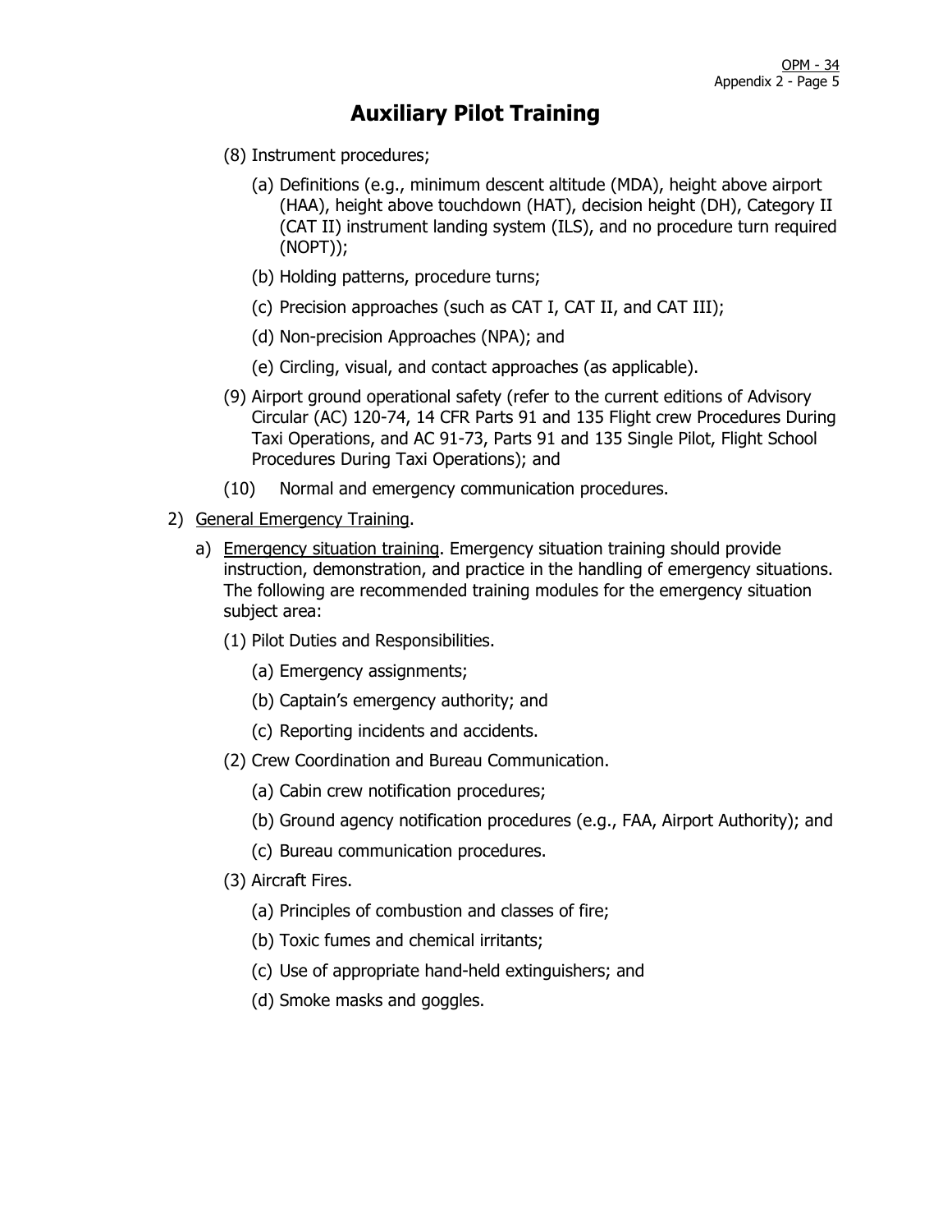# Auxiliary Pilot Training

(8) Instrument procedures;

(a) Definitions (e.g., minimum descent altitude (MDA), height above airport (HAA), height above touchdown (HAT), decision height (DH), Category II (CAT II) instrument landing system (ILS), and no procedure turn required (NOPT));

(b) Holding patterns, procedure turns;

(c) Precision approaches (such as CAT I, CAT II, and CAT III);

(d) Non-precision Approaches (NPA); and

(e) Circling, visual, and contact approaches (as applicable).

(9) Airport ground operational safety (refer to the current editions of Advisory Circular (AC) 120-74, 14 CFR Parts 91 and 135 Flight crew Procedures During Taxi Operations, and AC 91-73, Parts 91 and 135 Single Pilot, Flight School Procedures During Taxi Operations); and

(10) Normal and emergency communication procedures.

2) General Emergency Training.

a) Emergency situation training. Emergency situation training should provide instruction, demonstration, and practice in the handling of emergency situations. The following are recommended training modules for the emergency situation subject area:

(1) Pilot Duties and Responsibilities.

(a) Emergency assignments;

(b) Captain's emergency authority; and

(c) Reporting incidents and accidents.

(2) Crew Coordination and Bureau Communication.

(a) Cabin crew notification procedures;

(b) Ground agency notification procedures (e.g., FAA, Airport Authority); and

(c) Bureau communication procedures.

(3) Aircraft Fires.

(a) Principles of combustion and classes of fire;

(b) Toxic fumes and chemical irritants;

(c) Use of appropriate hand-held extinguishers; and

(d) Smoke masks and goggles.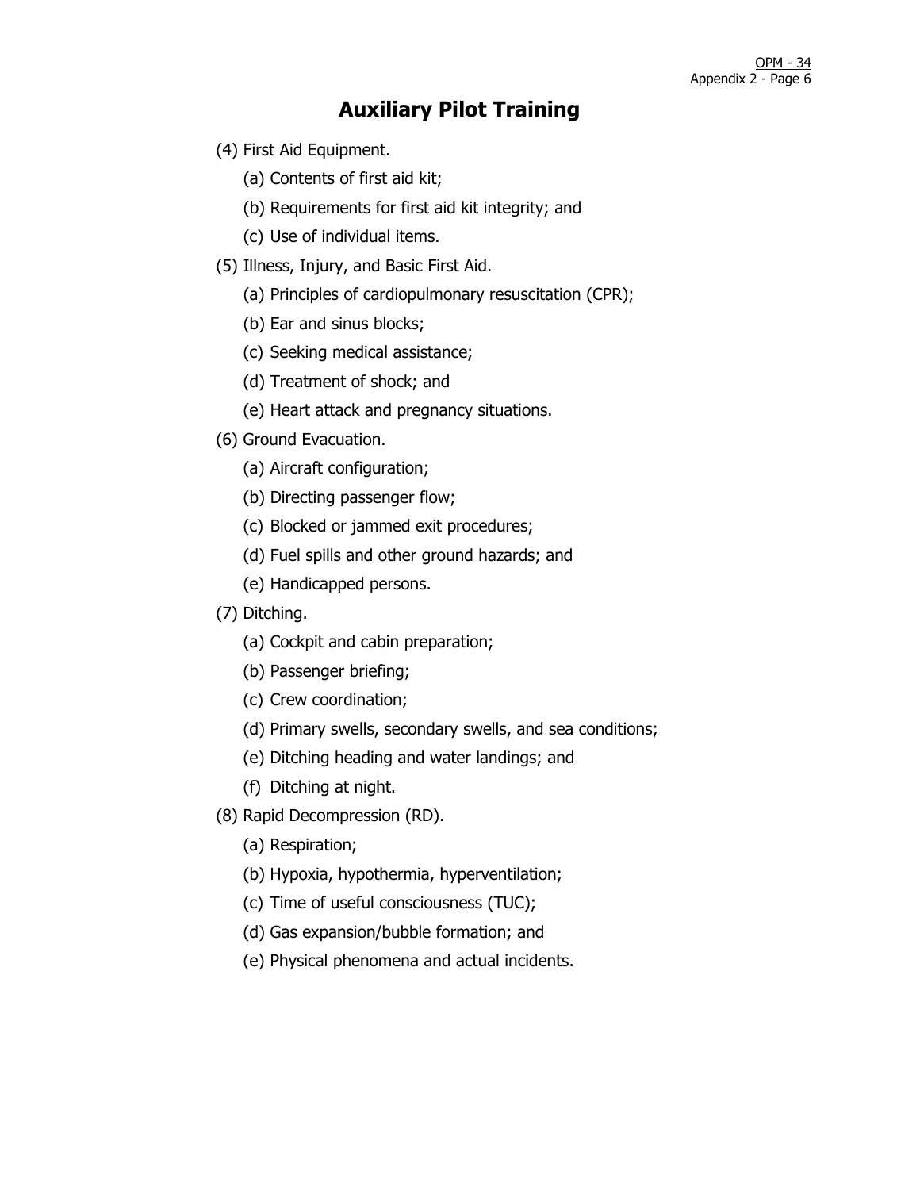# Auxiliary Pilot Training

(4) First Aid Equipment.

- (a) Contents of first aid kit;
- (b) Requirements for first aid kit integrity; and
- (c) Use of individual items.

(5) Illness, Injury, and Basic First Aid.

- (a) Principles of cardiopulmonary resuscitation (CPR);
- (b) Ear and sinus blocks;
- (c) Seeking medical assistance;
- (d) Treatment of shock; and
- (e) Heart attack and pregnancy situations.

(6) Ground Evacuation.

- (a) Aircraft configuration;
- (b) Directing passenger flow;
- (c) Blocked or jammed exit procedures;
- (d) Fuel spills and other ground hazards; and
- (e) Handicapped persons.

(7) Ditching.

- (a) Cockpit and cabin preparation;
- (b) Passenger briefing;
- (c) Crew coordination;
- (d) Primary swells, secondary swells, and sea conditions;
- (e) Ditching heading and water landings; and
- (f) Ditching at night.

(8) Rapid Decompression (RD).

- (a) Respiration;
- (b) Hypoxia, hypothermia, hyperventilation;
- (c) Time of useful consciousness (TUC);
- (d) Gas expansion/bubble formation; and
- (e) Physical phenomena and actual incidents.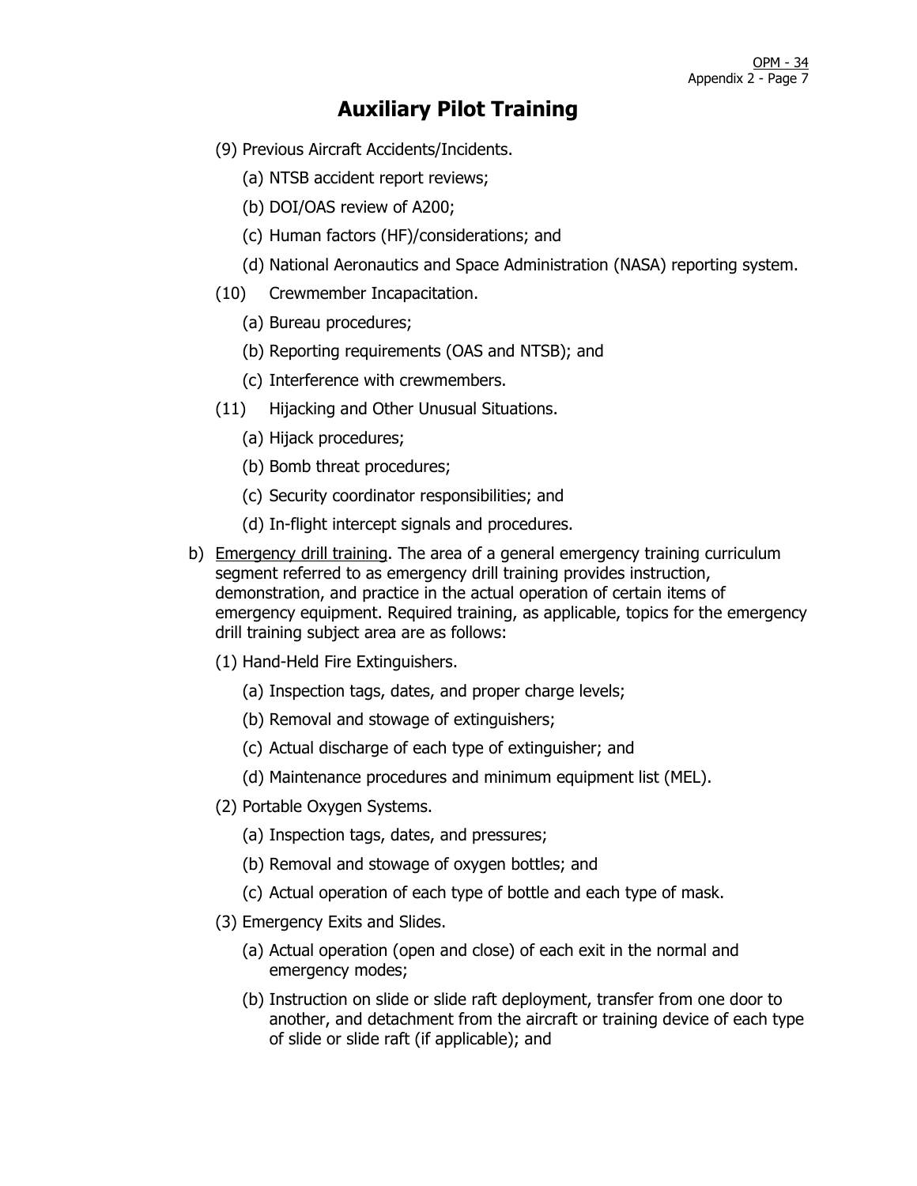# Auxiliary Pilot Training

(9) Previous Aircraft Accidents/Incidents.

(a) NTSB accident report reviews;

(b) DOI/OAS review of A200;

(c) Human factors (HF)/considerations; and

(d) National Aeronautics and Space Administration (NASA) reporting system.

(10) Crewmember Incapacitation.

(a) Bureau procedures;

(b) Reporting requirements (OAS and NTSB); and

(c) Interference with crewmembers.

(11) Hijacking and Other Unusual Situations.

(a) Hijack procedures;

(b) Bomb threat procedures;

(c) Security coordinator responsibilities; and

(d) In-flight intercept signals and procedures.

b) Emergency drill training. The area of a general emergency training curriculum segment referred to as emergency drill training provides instruction, demonstration, and practice in the actual operation of certain items of emergency equipment. Required training, as applicable, topics for the emergency drill training subject area are as follows:

(1) Hand-Held Fire Extinguishers.

(a) Inspection tags, dates, and proper charge levels;

(b) Removal and stowage of extinguishers;

(c) Actual discharge of each type of extinguisher; and

(d) Maintenance procedures and minimum equipment list (MEL).

(2) Portable Oxygen Systems.

(a) Inspection tags, dates, and pressures;

(b) Removal and stowage of oxygen bottles; and

(c) Actual operation of each type of bottle and each type of mask.

(3) Emergency Exits and Slides.

(a) Actual operation (open and close) of each exit in the normal and emergency modes;

(b) Instruction on slide or slide raft deployment, transfer from one door to another, and detachment from the aircraft or training device of each type of slide or slide raft (if applicable); and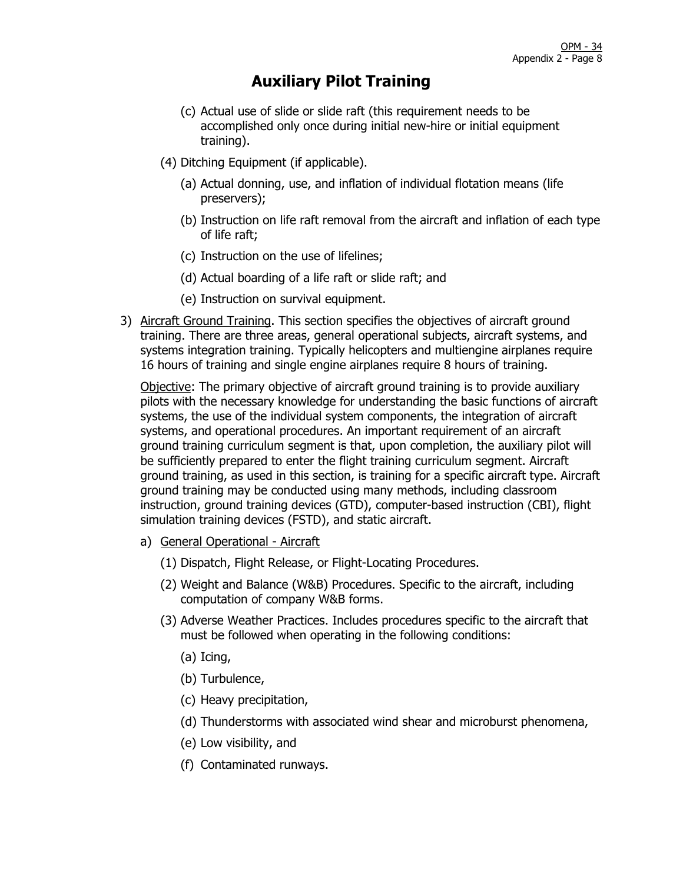(c) Actual use of slide or slide raft (this requirement needs to be accomplished only once during initial new-hire or initial equipment training).

(4) Ditching Equipment (if applicable).

(a) Actual donning, use, and inflation of individual flotation means (life preservers);

(b) Instruction on life raft removal from the aircraft and inflation of each type of life raft;

(c) Instruction on the use of lifelines;

(d) Actual boarding of a life raft or slide raft; and

(e) Instruction on survival equipment.

3) Aircraft Ground Training. This section specifies the objectives of aircraft ground training. There are three areas, general operational subjects, aircraft systems, and systems integration training. Typically helicopters and multiengine airplanes require 16 hours of training and single engine airplanes require 8 hours of training.

Objective: The primary objective of aircraft ground training is to provide auxiliary pilots with the necessary knowledge for understanding the basic functions of aircraft systems, the use of the individual system components, the integration of aircraft systems, and operational procedures. An important requirement of an aircraft ground training curriculum segment is that, upon completion, the auxiliary pilot will be sufficiently prepared to enter the flight training curriculum segment. Aircraft ground training, as used in this section, is training for a specific aircraft type. Aircraft ground training may be conducted using many methods, including classroom instruction, ground training devices (GTD), computer-based instruction (CBI), flight simulation training devices (FSTD), and static aircraft.

a) General Operational - Aircraft

(1) Dispatch, Flight Release, or Flight-Locating Procedures.

(2) Weight and Balance (W&B) Procedures. Specific to the aircraft, including computation of company W&B forms.

(3) Adverse Weather Practices. Includes procedures specific to the aircraft that must be followed when operating in the following conditions:

(a) Icing,

(b) Turbulence,

(c) Heavy precipitation,

(d) Thunderstorms with associated wind shear and microburst phenomena,

(e) Low visibility, and

(f) Contaminated runways.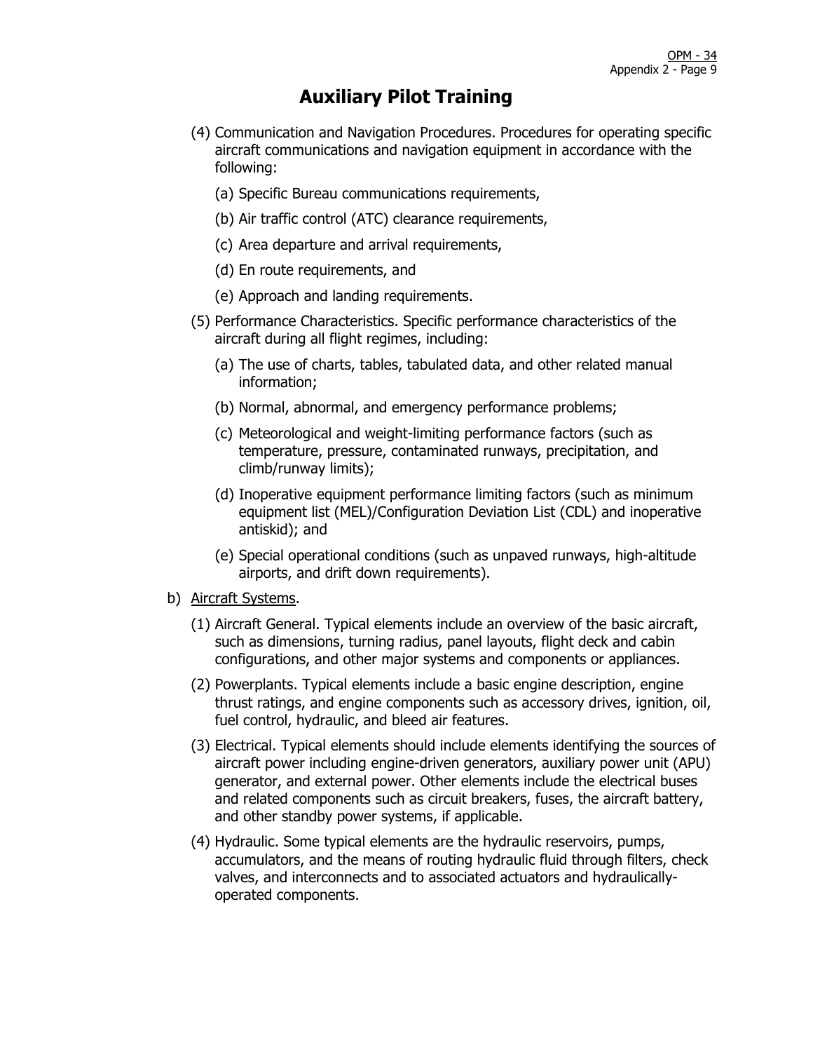# Auxiliary Pilot Training

(4) Communication and Navigation Procedures. Procedures for operating specific aircraft communications and navigation equipment in accordance with the following:

(a) Specific Bureau communications requirements,

(b) Air traffic control (ATC) clearance requirements,

(c) Area departure and arrival requirements,

(d) En route requirements, and

(e) Approach and landing requirements.

(5) Performance Characteristics. Specific performance characteristics of the aircraft during all flight regimes, including:

(a) The use of charts, tables, tabulated data, and other related manual information;

(b) Normal, abnormal, and emergency performance problems;

(c) Meteorological and weight-limiting performance factors (such as temperature, pressure, contaminated runways, precipitation, and climb/runway limits);

(d) Inoperative equipment performance limiting factors (such as minimum equipment list (MEL)/Configuration Deviation List (CDL) and inoperative antiskid); and

(e) Special operational conditions (such as unpaved runways, high-altitude airports, and drift down requirements).

b) <u>Aircraft Systems</u>.

(1) Aircraft General. Typical elements include an overview of the basic aircraft, such as dimensions, turning radius, panel layouts, flight deck and cabin configurations, and other major systems and components or appliances.

(2) Powerplants. Typical elements include a basic engine description, engine thrust ratings, and engine components such as accessory drives, ignition, oil, fuel control, hydraulic, and bleed air features.

(3) Electrical. Typical elements should include elements identifying the sources of aircraft power including engine-driven generators, auxiliary power unit (APU) generator, and external power. Other elements include the electrical buses and related components such as circuit breakers, fuses, the aircraft battery, and other standby power systems, if applicable.

(4) Hydraulic. Some typical elements are the hydraulic reservoirs, pumps, accumulators, and the means of routing hydraulic fluid through filters, check valves, and interconnects and to associated actuators and hydraulically-operated components.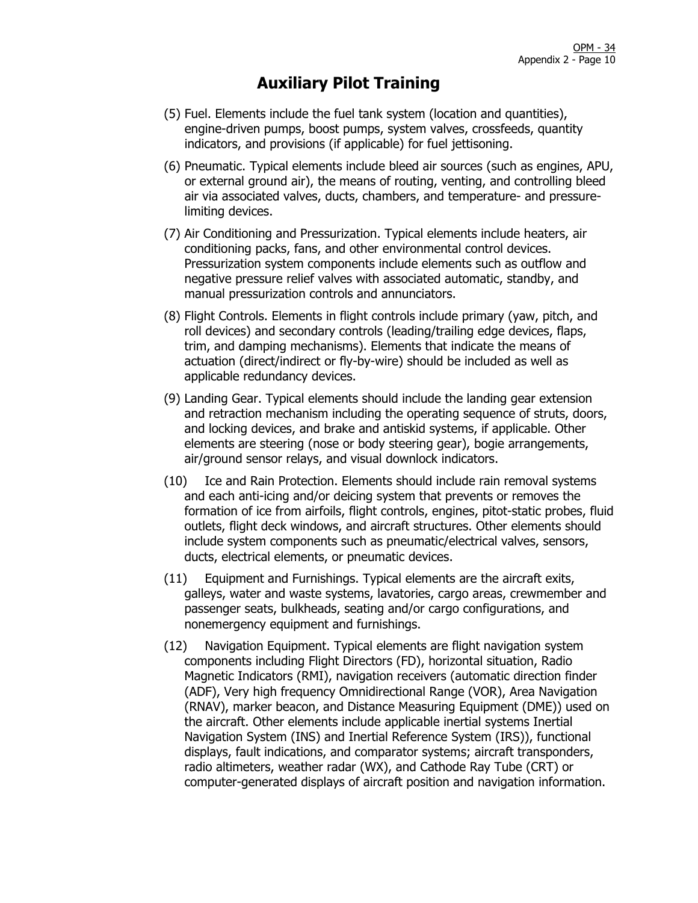# Auxiliary Pilot Training

(5) Fuel. Elements include the fuel tank system (location and quantities), engine-driven pumps, boost pumps, system valves, crossfeeds, quantity indicators, and provisions (if applicable) for fuel jettisoning.

(6) Pneumatic. Typical elements include bleed air sources (such as engines, APU, or external ground air), the means of routing, venting, and controlling bleed air via associated valves, ducts, chambers, and temperature- and pressure-limiting devices.

(7) Air Conditioning and Pressurization. Typical elements include heaters, air conditioning packs, fans, and other environmental control devices. Pressurization system components include elements such as outflow and negative pressure relief valves with associated automatic, standby, and manual pressurization controls and annunciators.

(8) Flight Controls. Elements in flight controls include primary (yaw, pitch, and roll devices) and secondary controls (leading/trailing edge devices, flaps, trim, and damping mechanisms). Elements that indicate the means of actuation (direct/indirect or fly-by-wire) should be included as well as applicable redundancy devices.

(9) Landing Gear. Typical elements should include the landing gear extension and retraction mechanism including the operating sequence of struts, doors, and locking devices, and brake and antiskid systems, if applicable. Other elements are steering (nose or body steering gear), bogie arrangements, air/ground sensor relays, and visual downlock indicators.

(10) Ice and Rain Protection. Elements should include rain removal systems and each anti-icing and/or deicing system that prevents or removes the formation of ice from airfoils, flight controls, engines, pitot-static probes, fluid outlets, flight deck windows, and aircraft structures. Other elements should include system components such as pneumatic/electrical valves, sensors, ducts, electrical elements, or pneumatic devices.

(11) Equipment and Furnishings. Typical elements are the aircraft exits, galleys, water and waste systems, lavatories, cargo areas, crewmember and passenger seats, bulkheads, seating and/or cargo configurations, and nonemergency equipment and furnishings.

(12) Navigation Equipment. Typical elements are flight navigation system components including Flight Directors (FD), horizontal situation, Radio Magnetic Indicators (RMI), navigation receivers (automatic direction finder (ADF), Very high frequency Omnidirectional Range (VOR), Area Navigation (RNAV), marker beacon, and Distance Measuring Equipment (DME)) used on the aircraft. Other elements include applicable inertial systems Inertial Navigation System (INS) and Inertial Reference System (IRS)), functional displays, fault indications, and comparator systems; aircraft transponders, radio altimeters, weather radar (WX), and Cathode Ray Tube (CRT) or computer-generated displays of aircraft position and navigation information.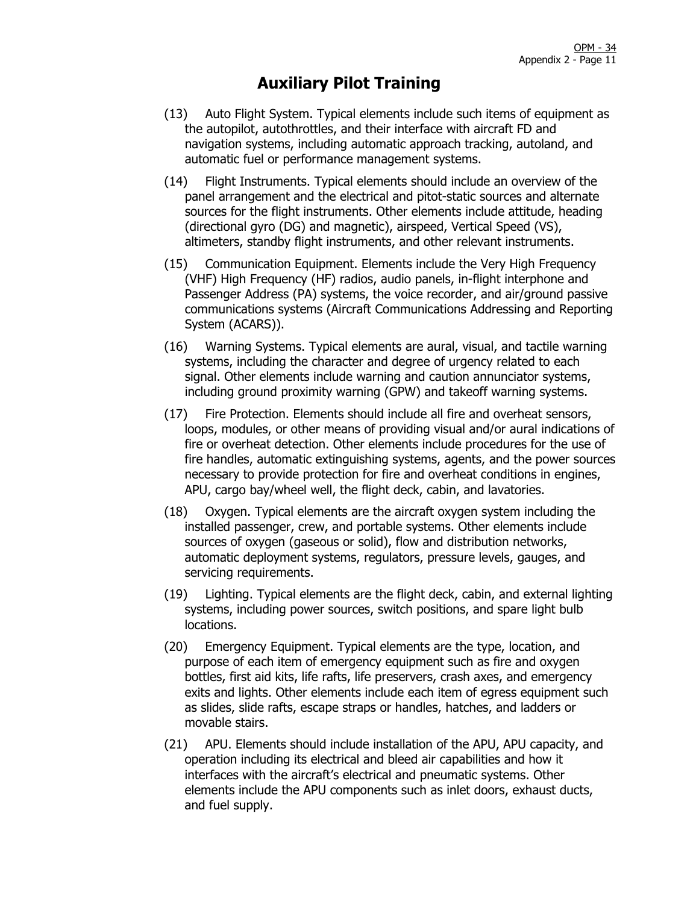# Auxiliary Pilot Training

(13) Auto Flight System. Typical elements include such items of equipment as the autopilot, autothrottles, and their interface with aircraft FD and navigation systems, including automatic approach tracking, autoland, and automatic fuel or performance management systems.

(14) Flight Instruments. Typical elements should include an overview of the panel arrangement and the electrical and pitot-static sources and alternate sources for the flight instruments. Other elements include attitude, heading (directional gyro (DG) and magnetic), airspeed, Vertical Speed (VS), altimeters, standby flight instruments, and other relevant instruments.

(15) Communication Equipment. Elements include the Very High Frequency (VHF) High Frequency (HF) radios, audio panels, in-flight interphone and Passenger Address (PA) systems, the voice recorder, and air/ground passive communications systems (Aircraft Communications Addressing and Reporting System (ACARS)).

(16) Warning Systems. Typical elements are aural, visual, and tactile warning systems, including the character and degree of urgency related to each signal. Other elements include warning and caution annunciator systems, including ground proximity warning (GPW) and takeoff warning systems.

(17) Fire Protection. Elements should include all fire and overheat sensors, loops, modules, or other means of providing visual and/or aural indications of fire or overheat detection. Other elements include procedures for the use of fire handles, automatic extinguishing systems, agents, and the power sources necessary to provide protection for fire and overheat conditions in engines, APU, cargo bay/wheel well, the flight deck, cabin, and lavatories.

(18) Oxygen. Typical elements are the aircraft oxygen system including the installed passenger, crew, and portable systems. Other elements include sources of oxygen (gaseous or solid), flow and distribution networks, automatic deployment systems, regulators, pressure levels, gauges, and servicing requirements.

(19) Lighting. Typical elements are the flight deck, cabin, and external lighting systems, including power sources, switch positions, and spare light bulb locations.

(20) Emergency Equipment. Typical elements are the type, location, and purpose of each item of emergency equipment such as fire and oxygen bottles, first aid kits, life rafts, life preservers, crash axes, and emergency exits and lights. Other elements include each item of egress equipment such as slides, slide rafts, escape straps or handles, hatches, and ladders or movable stairs.

(21) APU. Elements should include installation of the APU, APU capacity, and operation including its electrical and bleed air capabilities and how it interfaces with the aircraft's electrical and pneumatic systems. Other elements include the APU components such as inlet doors, exhaust ducts, and fuel supply.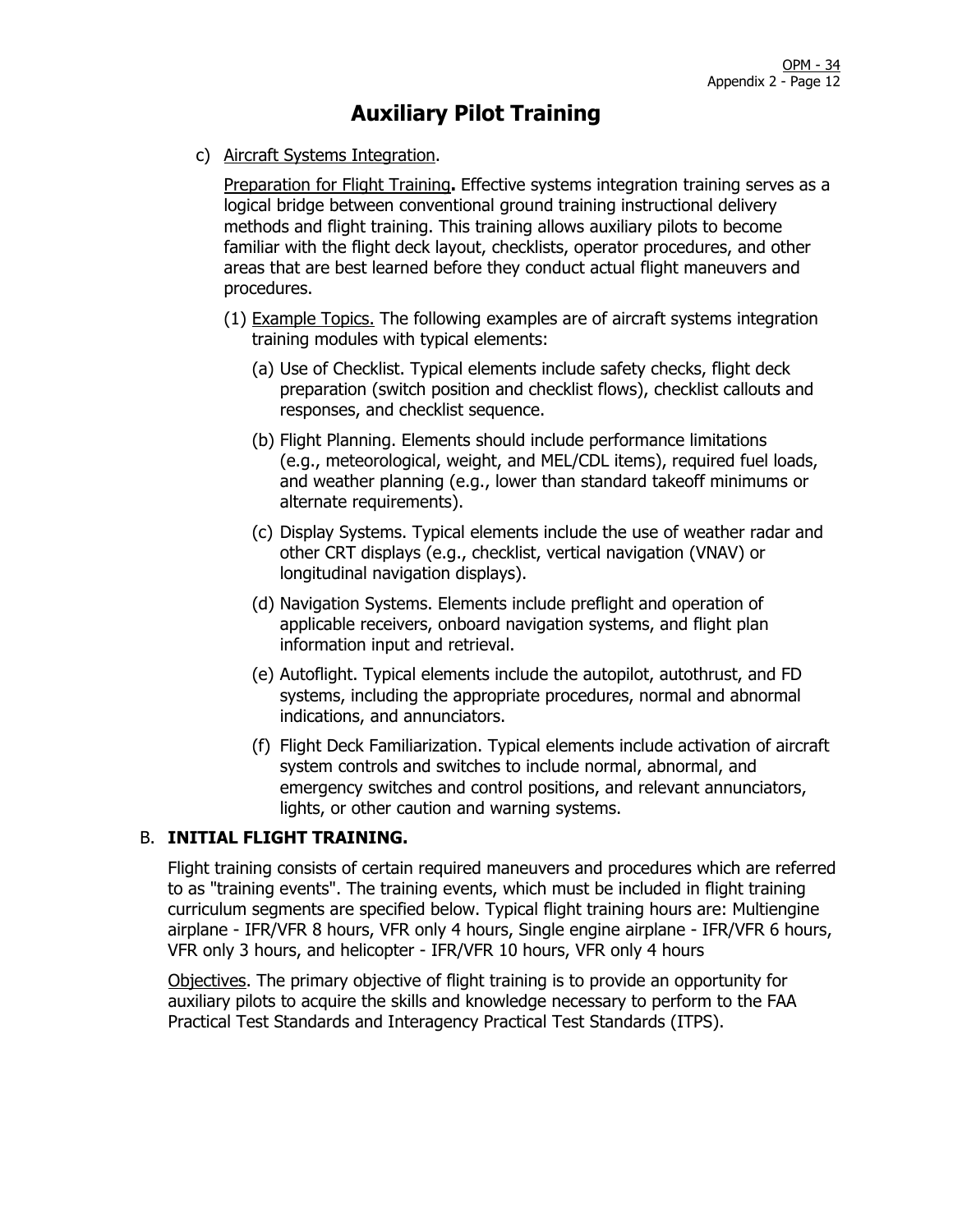# Auxiliary Pilot Training

c) Aircraft Systems Integration.

Preparation for Flight Training**.** Effective systems integration training serves as a logical bridge between conventional ground training instructional delivery methods and flight training. This training allows auxiliary pilots to become familiar with the flight deck layout, checklists, operator procedures, and other areas that are best learned before they conduct actual flight maneuvers and procedures.

(1) Example Topics. The following examples are of aircraft systems integration training modules with typical elements:

(a) Use of Checklist. Typical elements include safety checks, flight deck preparation (switch position and checklist flows), checklist callouts and responses, and checklist sequence.

(b) Flight Planning. Elements should include performance limitations (e.g., meteorological, weight, and MEL/CDL items), required fuel loads, and weather planning (e.g., lower than standard takeoff minimums or alternate requirements).

(c) Display Systems. Typical elements include the use of weather radar and other CRT displays (e.g., checklist, vertical navigation (VNAV) or longitudinal navigation displays).

(d) Navigation Systems. Elements include preflight and operation of applicable receivers, onboard navigation systems, and flight plan information input and retrieval.

(e) Autoflight. Typical elements include the autopilot, autothrust, and FD systems, including the appropriate procedures, normal and abnormal indications, and annunciators.

(f) Flight Deck Familiarization. Typical elements include activation of aircraft system controls and switches to include normal, abnormal, and emergency switches and control positions, and relevant annunciators, lights, or other caution and warning systems.

## B. INITIAL FLIGHT TRAINING.

Flight training consists of certain required maneuvers and procedures which are referred to as "training events". The training events, which must be included in flight training curriculum segments are specified below. Typical flight training hours are: Multiengine airplane - IFR/VFR 8 hours, VFR only 4 hours, Single engine airplane - IFR/VFR 6 hours, VFR only 3 hours, and helicopter - IFR/VFR 10 hours, VFR only 4 hours

Objectives. The primary objective of flight training is to provide an opportunity for auxiliary pilots to acquire the skills and knowledge necessary to perform to the FAA Practical Test Standards and Interagency Practical Test Standards (ITPS).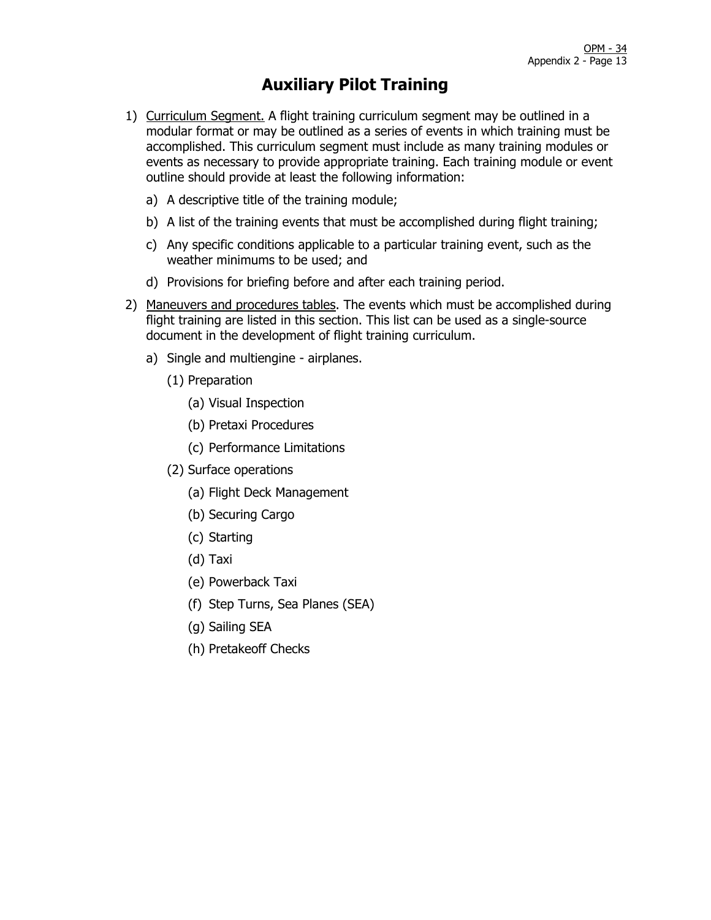# Auxiliary Pilot Training

1) Curriculum Segment. A flight training curriculum segment may be outlined in a modular format or may be outlined as a series of events in which training must be accomplished. This curriculum segment must include as many training modules or events as necessary to provide appropriate training. Each training module or event outline should provide at least the following information:

   a) A descriptive title of the training module;

   b) A list of the training events that must be accomplished during flight training;

   c) Any specific conditions applicable to a particular training event, such as the weather minimums to be used; and

   d) Provisions for briefing before and after each training period.

2) Maneuvers and procedures tables. The events which must be accomplished during flight training are listed in this section. This list can be used as a single-source document in the development of flight training curriculum.

   a) Single and multiengine - airplanes.

      (1) Preparation

         (a) Visual Inspection

         (b) Pretaxi Procedures

         (c) Performance Limitations

      (2) Surface operations

         (a) Flight Deck Management

         (b) Securing Cargo

         (c) Starting

         (d) Taxi

         (e) Powerback Taxi

         (f) Step Turns, Sea Planes (SEA)

         (g) Sailing SEA

         (h) Pretakeoff Checks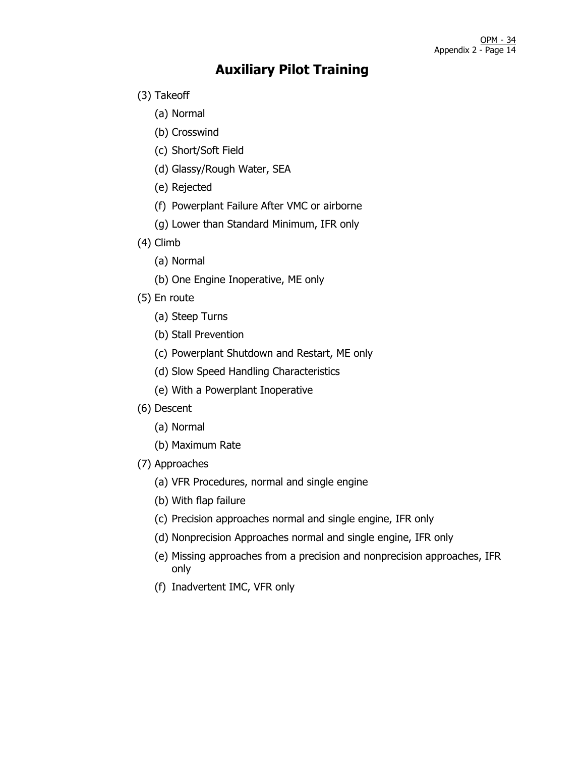# Auxiliary Pilot Training

(3) Takeoff

   (a) Normal

   (b) Crosswind

   (c) Short/Soft Field

   (d) Glassy/Rough Water, SEA

   (e) Rejected

   (f) Powerplant Failure After VMC or airborne

   (g) Lower than Standard Minimum, IFR only

(4) Climb

   (a) Normal

   (b) One Engine Inoperative, ME only

(5) En route

   (a) Steep Turns

   (b) Stall Prevention

   (c) Powerplant Shutdown and Restart, ME only

   (d) Slow Speed Handling Characteristics

   (e) With a Powerplant Inoperative

(6) Descent

   (a) Normal

   (b) Maximum Rate

(7) Approaches

   (a) VFR Procedures, normal and single engine

   (b) With flap failure

   (c) Precision approaches normal and single engine, IFR only

   (d) Nonprecision Approaches normal and single engine, IFR only

   (e) Missing approaches from a precision and nonprecision approaches, IFR only

   (f) Inadvertent IMC, VFR only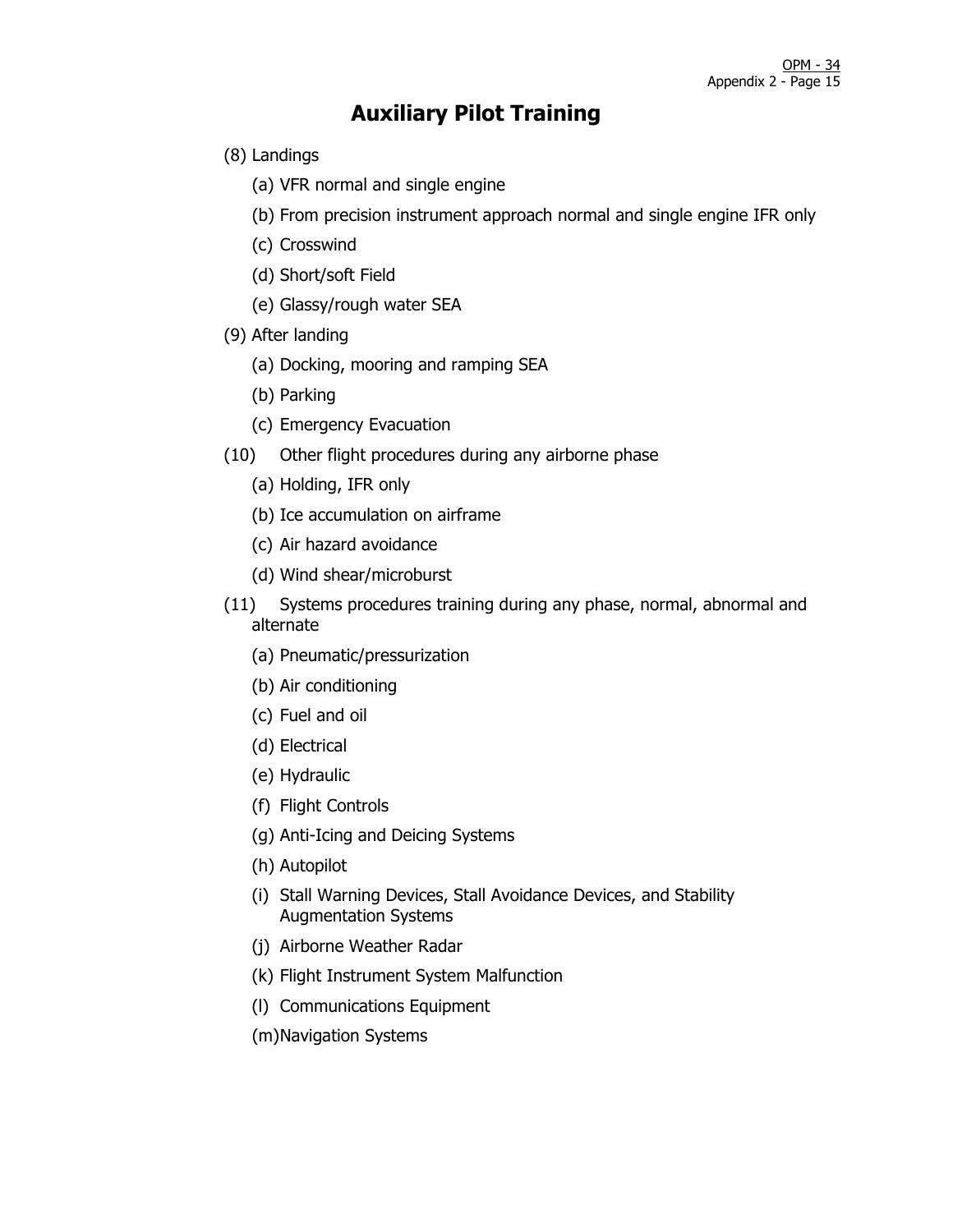# Auxiliary Pilot Training

(8) Landings

   (a) VFR normal and single engine

   (b) From precision instrument approach normal and single engine IFR only

   (c) Crosswind

   (d) Short/soft Field

   (e) Glassy/rough water SEA

(9) After landing

   (a) Docking, mooring and ramping SEA

   (b) Parking

   (c) Emergency Evacuation

(10) Other flight procedures during any airborne phase

   (a) Holding, IFR only

   (b) Ice accumulation on airframe

   (c) Air hazard avoidance

   (d) Wind shear/microburst

(11) Systems procedures training during any phase, normal, abnormal and alternate

   (a) Pneumatic/pressurization

   (b) Air conditioning

   (c) Fuel and oil

   (d) Electrical

   (e) Hydraulic

   (f) Flight Controls

   (g) Anti-Icing and Deicing Systems

   (h) Autopilot

   (i) Stall Warning Devices, Stall Avoidance Devices, and Stability Augmentation Systems

   (j) Airborne Weather Radar

   (k) Flight Instrument System Malfunction

   (l) Communications Equipment

   (m) Navigation Systems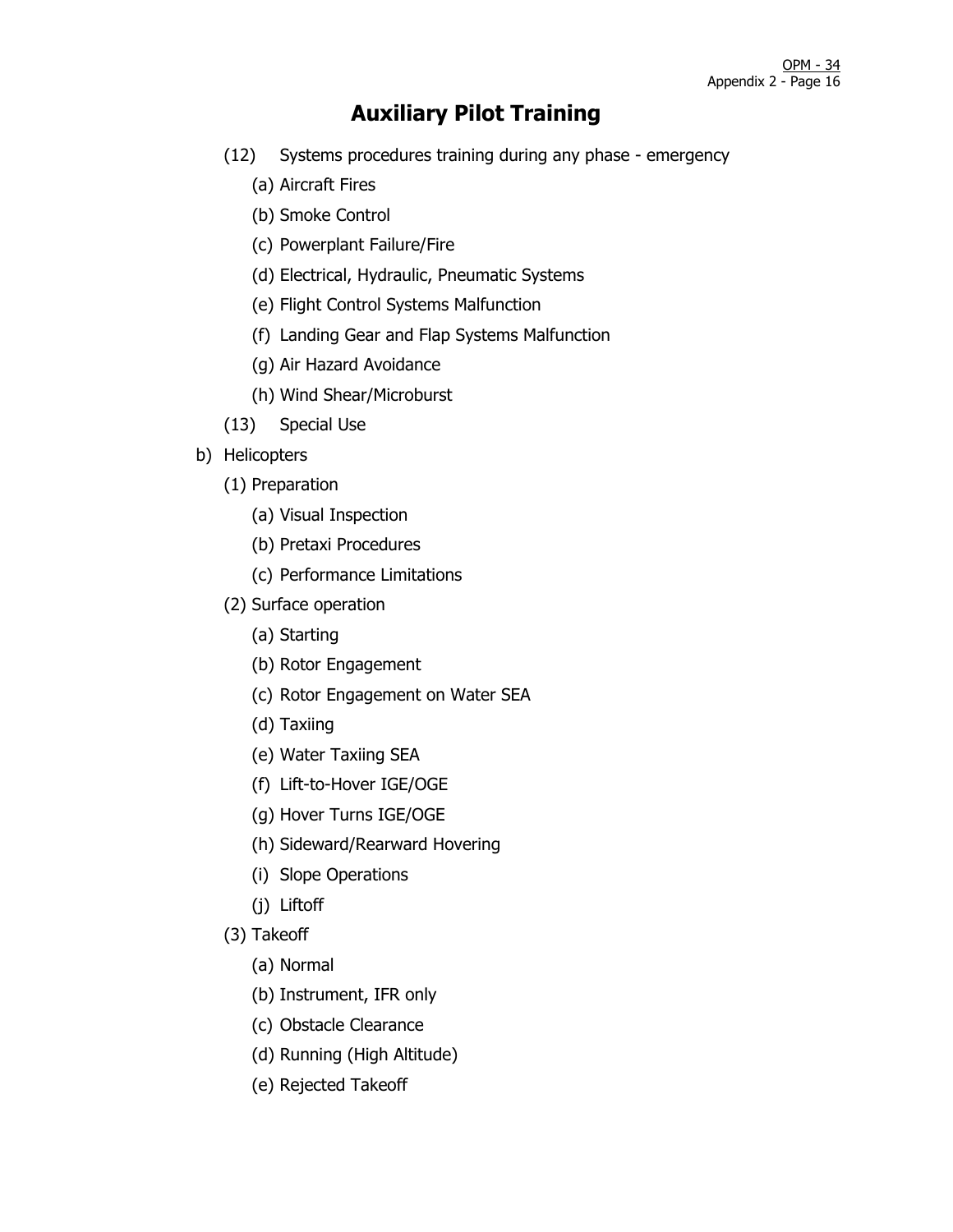# Auxiliary Pilot Training

- (12) Systems procedures training during any phase - emergency
  - (a) Aircraft Fires
  - (b) Smoke Control
  - (c) Powerplant Failure/Fire
  - (d) Electrical, Hydraulic, Pneumatic Systems
  - (e) Flight Control Systems Malfunction
  - (f) Landing Gear and Flap Systems Malfunction
  - (g) Air Hazard Avoidance
  - (h) Wind Shear/Microburst
- (13) Special Use

b) Helicopters

- (1) Preparation
  - (a) Visual Inspection
  - (b) Pretaxi Procedures
  - (c) Performance Limitations
- (2) Surface operation
  - (a) Starting
  - (b) Rotor Engagement
  - (c) Rotor Engagement on Water SEA
  - (d) Taxiing
  - (e) Water Taxiing SEA
  - (f) Lift-to-Hover IGE/OGE
  - (g) Hover Turns IGE/OGE
  - (h) Sideward/Rearward Hovering
  - (i) Slope Operations
  - (j) Liftoff
- (3) Takeoff
  - (a) Normal
  - (b) Instrument, IFR only
  - (c) Obstacle Clearance
  - (d) Running (High Altitude)
  - (e) Rejected Takeoff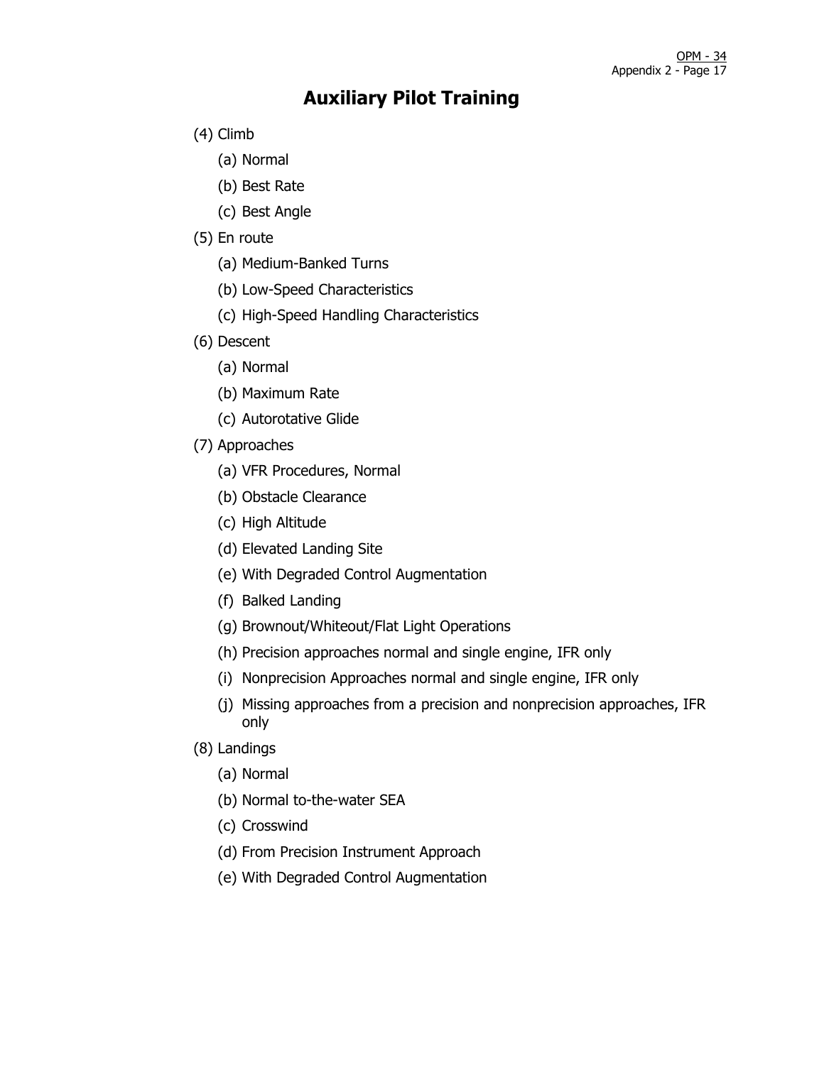# Auxiliary Pilot Training

(4) Climb

(a) Normal

(b) Best Rate

(c) Best Angle

(5) En route

(a) Medium-Banked Turns

(b) Low-Speed Characteristics

(c) High-Speed Handling Characteristics

(6) Descent

(a) Normal

(b) Maximum Rate

(c) Autorotative Glide

(7) Approaches

(a) VFR Procedures, Normal

(b) Obstacle Clearance

(c) High Altitude

(d) Elevated Landing Site

(e) With Degraded Control Augmentation

(f) Balked Landing

(g) Brownout/Whiteout/Flat Light Operations

(h) Precision approaches normal and single engine, IFR only

(i) Nonprecision Approaches normal and single engine, IFR only

(j) Missing approaches from a precision and nonprecision approaches, IFR only

(8) Landings

(a) Normal

(b) Normal to-the-water SEA

(c) Crosswind

(d) From Precision Instrument Approach

(e) With Degraded Control Augmentation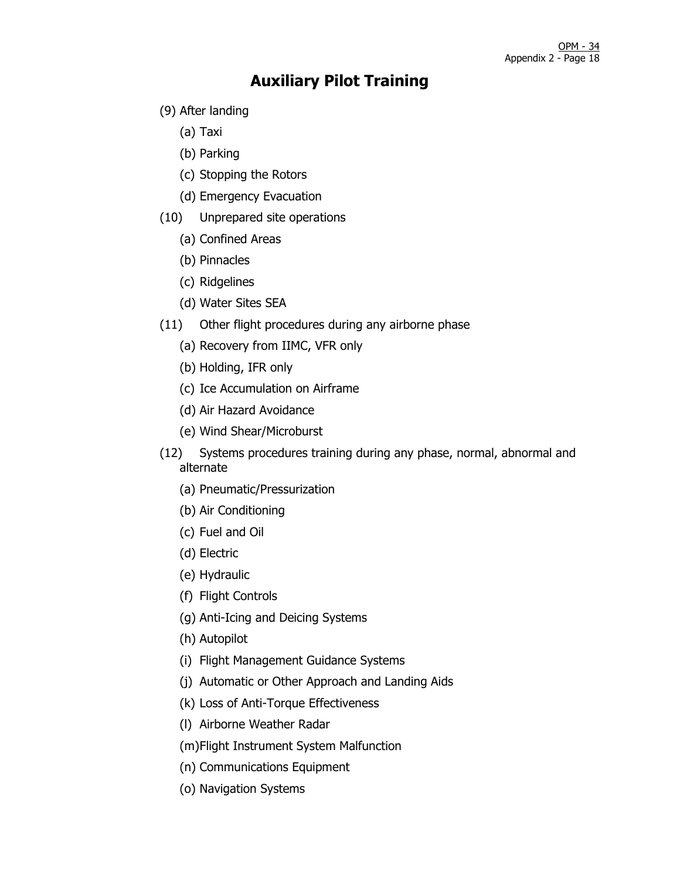# Auxiliary Pilot Training

(9) After landing

- (a) Taxi
- (b) Parking
- (c) Stopping the Rotors
- (d) Emergency Evacuation

(10) Unprepared site operations

- (a) Confined Areas
- (b) Pinnacles
- (c) Ridgelines
- (d) Water Sites SEA

(11) Other flight procedures during any airborne phase

- (a) Recovery from IIMC, VFR only
- (b) Holding, IFR only
- (c) Ice Accumulation on Airframe
- (d) Air Hazard Avoidance
- (e) Wind Shear/Microburst

(12) Systems procedures training during any phase, normal, abnormal and alternate

- (a) Pneumatic/Pressurization
- (b) Air Conditioning
- (c) Fuel and Oil
- (d) Electric
- (e) Hydraulic
- (f) Flight Controls
- (g) Anti-Icing and Deicing Systems
- (h) Autopilot
- (i) Flight Management Guidance Systems
- (j) Automatic or Other Approach and Landing Aids
- (k) Loss of Anti-Torque Effectiveness
- (l) Airborne Weather Radar
- (m) Flight Instrument System Malfunction
- (n) Communications Equipment
- (o) Navigation Systems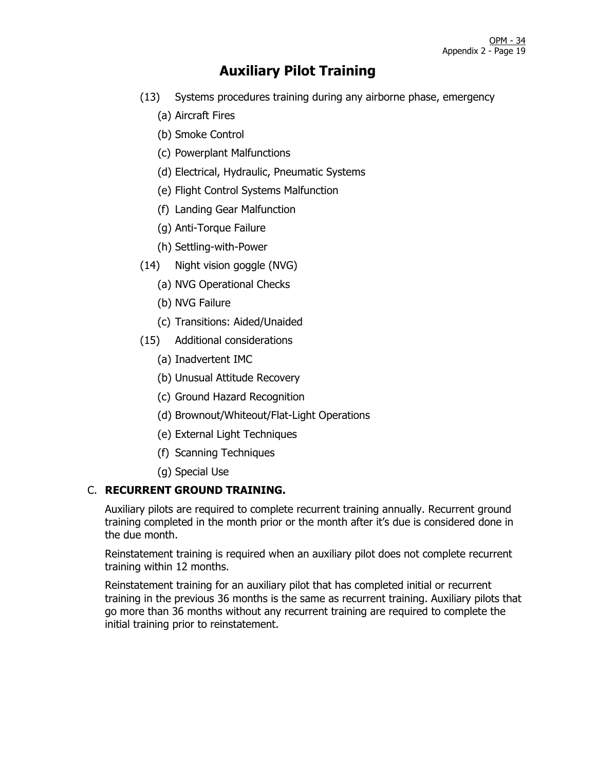# Auxiliary Pilot Training

(13) Systems procedures training during any airborne phase, emergency

   (a) Aircraft Fires

   (b) Smoke Control

   (c) Powerplant Malfunctions

   (d) Electrical, Hydraulic, Pneumatic Systems

   (e) Flight Control Systems Malfunction

   (f) Landing Gear Malfunction

   (g) Anti-Torque Failure

   (h) Settling-with-Power

(14) Night vision goggle (NVG)

   (a) NVG Operational Checks

   (b) NVG Failure

   (c) Transitions: Aided/Unaided

(15) Additional considerations

   (a) Inadvertent IMC

   (b) Unusual Attitude Recovery

   (c) Ground Hazard Recognition

   (d) Brownout/Whiteout/Flat-Light Operations

   (e) External Light Techniques

   (f) Scanning Techniques

   (g) Special Use

C. **RECURRENT GROUND TRAINING.**

Auxiliary pilots are required to complete recurrent training annually. Recurrent ground training completed in the month prior or the month after it's due is considered done in the due month.

Reinstatement training is required when an auxiliary pilot does not complete recurrent training within 12 months.

Reinstatement training for an auxiliary pilot that has completed initial or recurrent training in the previous 36 months is the same as recurrent training. Auxiliary pilots that go more than 36 months without any recurrent training are required to complete the initial training prior to reinstatement.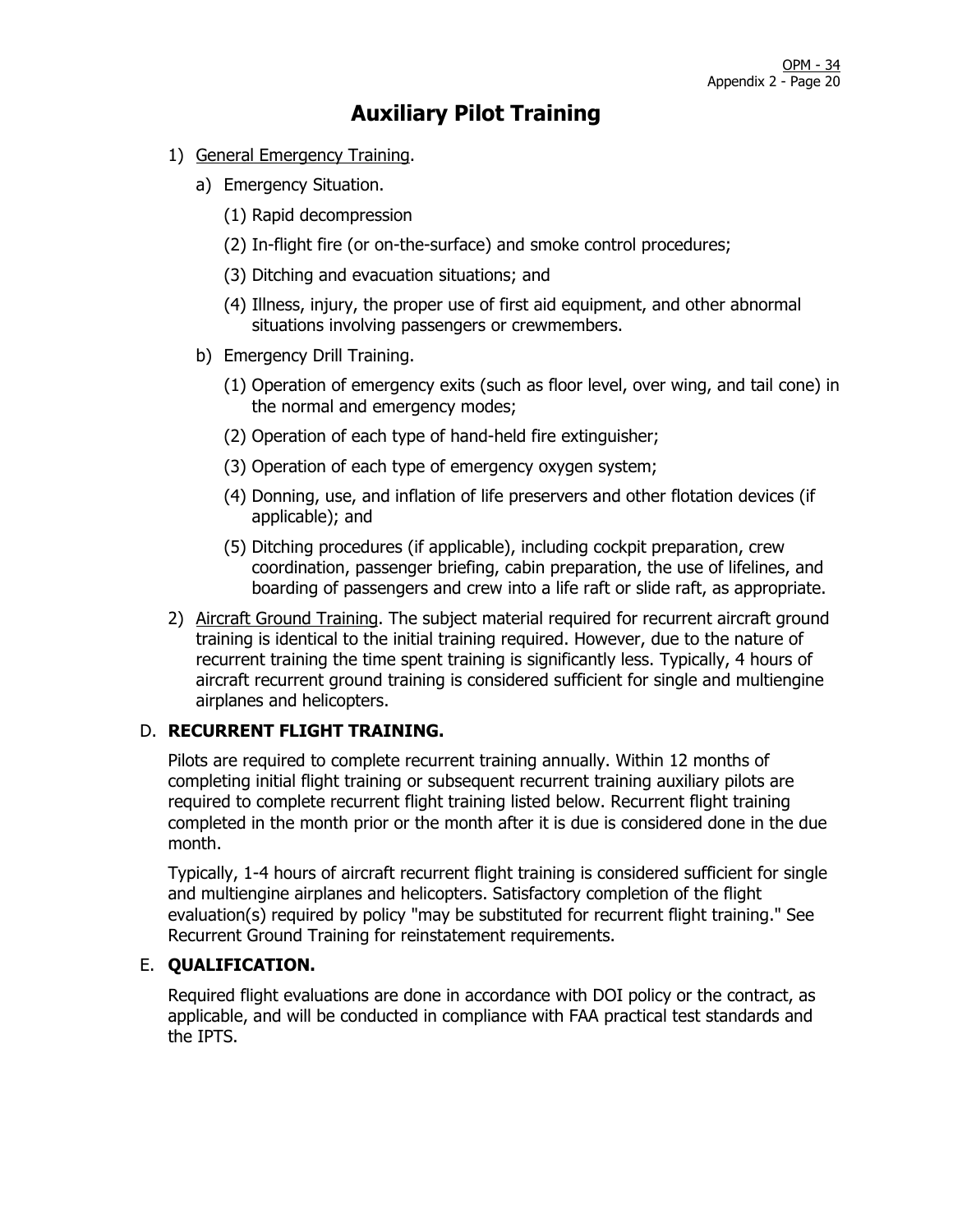# Auxiliary Pilot Training

1) General Emergency Training.

   a) Emergency Situation.

      (1) Rapid decompression

      (2) In-flight fire (or on-the-surface) and smoke control procedures;

      (3) Ditching and evacuation situations; and

      (4) Illness, injury, the proper use of first aid equipment, and other abnormal situations involving passengers or crewmembers.

   b) Emergency Drill Training.

      (1) Operation of emergency exits (such as floor level, over wing, and tail cone) in the normal and emergency modes;

      (2) Operation of each type of hand-held fire extinguisher;

      (3) Operation of each type of emergency oxygen system;

      (4) Donning, use, and inflation of life preservers and other flotation devices (if applicable); and

      (5) Ditching procedures (if applicable), including cockpit preparation, crew coordination, passenger briefing, cabin preparation, the use of lifelines, and boarding of passengers and crew into a life raft or slide raft, as appropriate.

2) Aircraft Ground Training. The subject material required for recurrent aircraft ground training is identical to the initial training required. However, due to the nature of recurrent training the time spent training is significantly less. Typically, 4 hours of aircraft recurrent ground training is considered sufficient for single and multiengine airplanes and helicopters.

## D. RECURRENT FLIGHT TRAINING.

Pilots are required to complete recurrent training annually. Within 12 months of completing initial flight training or subsequent recurrent training auxiliary pilots are required to complete recurrent flight training listed below. Recurrent flight training completed in the month prior or the month after it is due is considered done in the due month.

Typically, 1-4 hours of aircraft recurrent flight training is considered sufficient for single and multiengine airplanes and helicopters. Satisfactory completion of the flight evaluation(s) required by policy "may be substituted for recurrent flight training." See Recurrent Ground Training for reinstatement requirements.

## E. QUALIFICATION.

Required flight evaluations are done in accordance with DOI policy or the contract, as applicable, and will be conducted in compliance with FAA practical test standards and the IPTS.